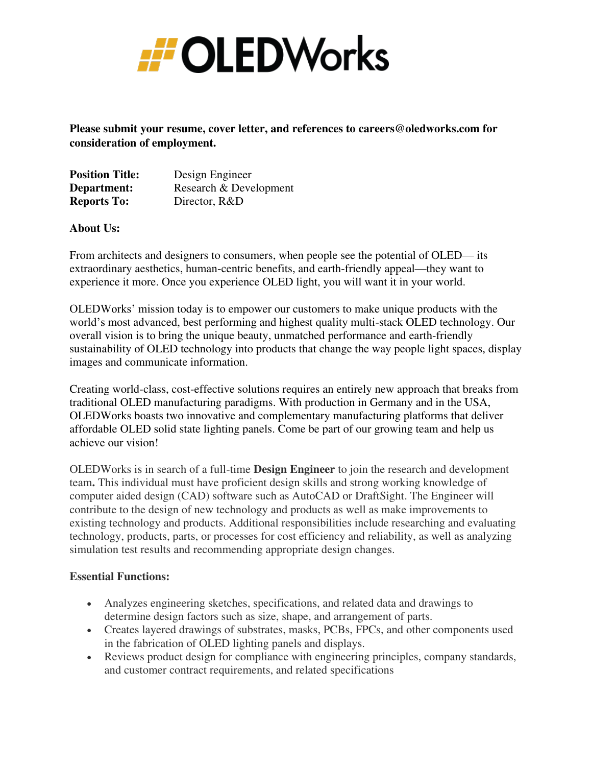# OLEDWorks

**Please submit your resume, cover letter, and references to careers@oledworks.com for consideration of employment.**

**Position Title:** Design Engineer
**Department:** Research & Development
**Reports To:** Director, R&D

**About Us:**

From architects and designers to consumers, when people see the potential of OLED— its extraordinary aesthetics, human-centric benefits, and earth-friendly appeal—they want to experience it more. Once you experience OLED light, you will want it in your world.

OLEDWorks' mission today is to empower our customers to make unique products with the world's most advanced, best performing and highest quality multi-stack OLED technology. Our overall vision is to bring the unique beauty, unmatched performance and earth-friendly sustainability of OLED technology into products that change the way people light spaces, display images and communicate information.

Creating world-class, cost-effective solutions requires an entirely new approach that breaks from traditional OLED manufacturing paradigms. With production in Germany and in the USA, OLEDWorks boasts two innovative and complementary manufacturing platforms that deliver affordable OLED solid state lighting panels. Come be part of our growing team and help us achieve our vision!

OLEDWorks is in search of a full-time **Design Engineer** to join the research and development team**.** This individual must have proficient design skills and strong working knowledge of computer aided design (CAD) software such as AutoCAD or DraftSight. The Engineer will contribute to the design of new technology and products as well as make improvements to existing technology and products. Additional responsibilities include researching and evaluating technology, products, parts, or processes for cost efficiency and reliability, as well as analyzing simulation test results and recommending appropriate design changes.

**Essential Functions:**

- Analyzes engineering sketches, specifications, and related data and drawings to determine design factors such as size, shape, and arrangement of parts.
- Creates layered drawings of substrates, masks, PCBs, FPCs, and other components used in the fabrication of OLED lighting panels and displays.
- Reviews product design for compliance with engineering principles, company standards, and customer contract requirements, and related specifications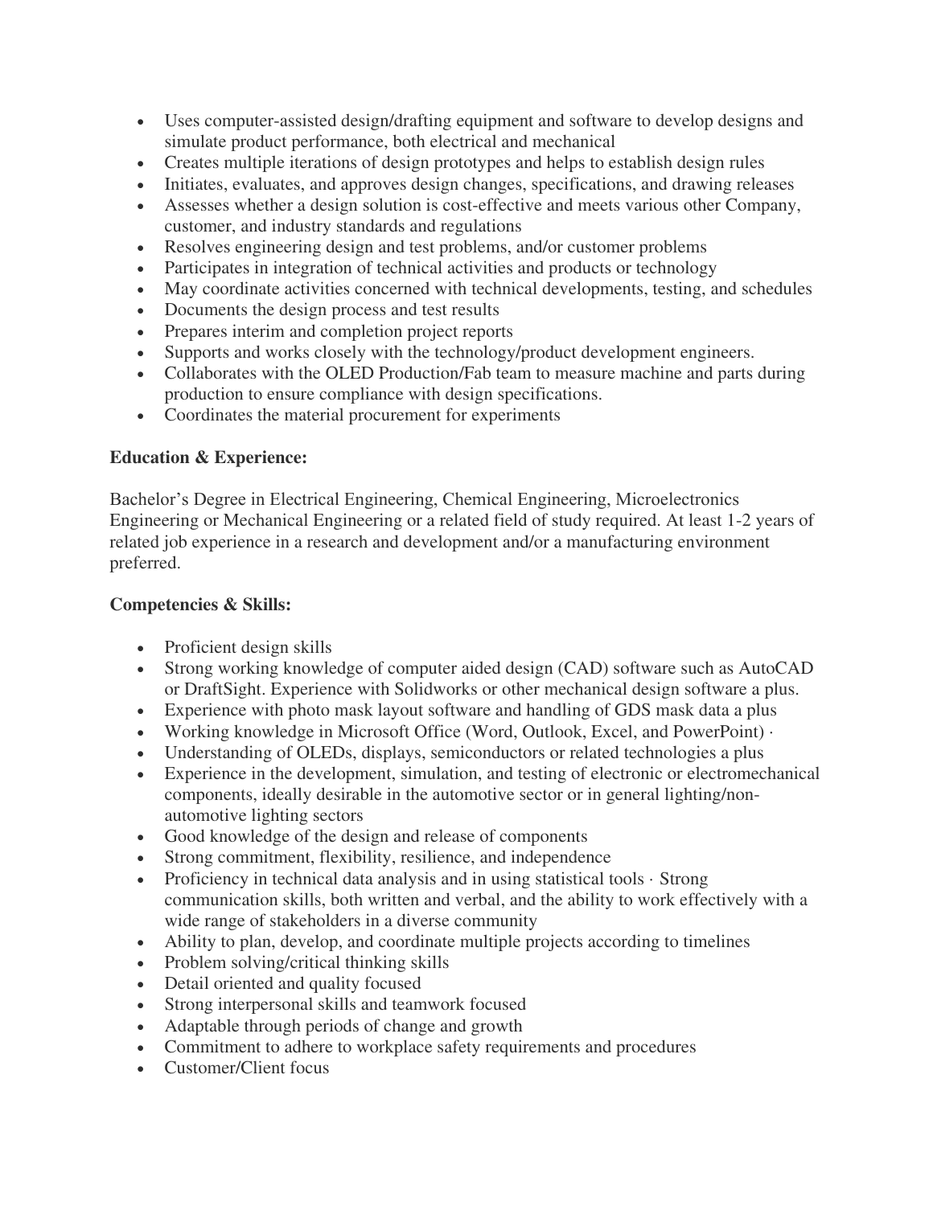- Uses computer-assisted design/drafting equipment and software to develop designs and simulate product performance, both electrical and mechanical
- Creates multiple iterations of design prototypes and helps to establish design rules
- Initiates, evaluates, and approves design changes, specifications, and drawing releases
- Assesses whether a design solution is cost-effective and meets various other Company, customer, and industry standards and regulations
- Resolves engineering design and test problems, and/or customer problems
- Participates in integration of technical activities and products or technology
- May coordinate activities concerned with technical developments, testing, and schedules
- Documents the design process and test results
- Prepares interim and completion project reports
- Supports and works closely with the technology/product development engineers.
- Collaborates with the OLED Production/Fab team to measure machine and parts during production to ensure compliance with design specifications.
- Coordinates the material procurement for experiments

**Education & Experience:**

Bachelor's Degree in Electrical Engineering, Chemical Engineering, Microelectronics Engineering or Mechanical Engineering or a related field of study required. At least 1-2 years of related job experience in a research and development and/or a manufacturing environment preferred.

**Competencies & Skills:**

- Proficient design skills
- Strong working knowledge of computer aided design (CAD) software such as AutoCAD or DraftSight. Experience with Solidworks or other mechanical design software a plus.
- Experience with photo mask layout software and handling of GDS mask data a plus
- Working knowledge in Microsoft Office (Word, Outlook, Excel, and PowerPoint) ·
- Understanding of OLEDs, displays, semiconductors or related technologies a plus
- Experience in the development, simulation, and testing of electronic or electromechanical components, ideally desirable in the automotive sector or in general lighting/non-automotive lighting sectors
- Good knowledge of the design and release of components
- Strong commitment, flexibility, resilience, and independence
- Proficiency in technical data analysis and in using statistical tools · Strong communication skills, both written and verbal, and the ability to work effectively with a wide range of stakeholders in a diverse community
- Ability to plan, develop, and coordinate multiple projects according to timelines
- Problem solving/critical thinking skills
- Detail oriented and quality focused
- Strong interpersonal skills and teamwork focused
- Adaptable through periods of change and growth
- Commitment to adhere to workplace safety requirements and procedures
- Customer/Client focus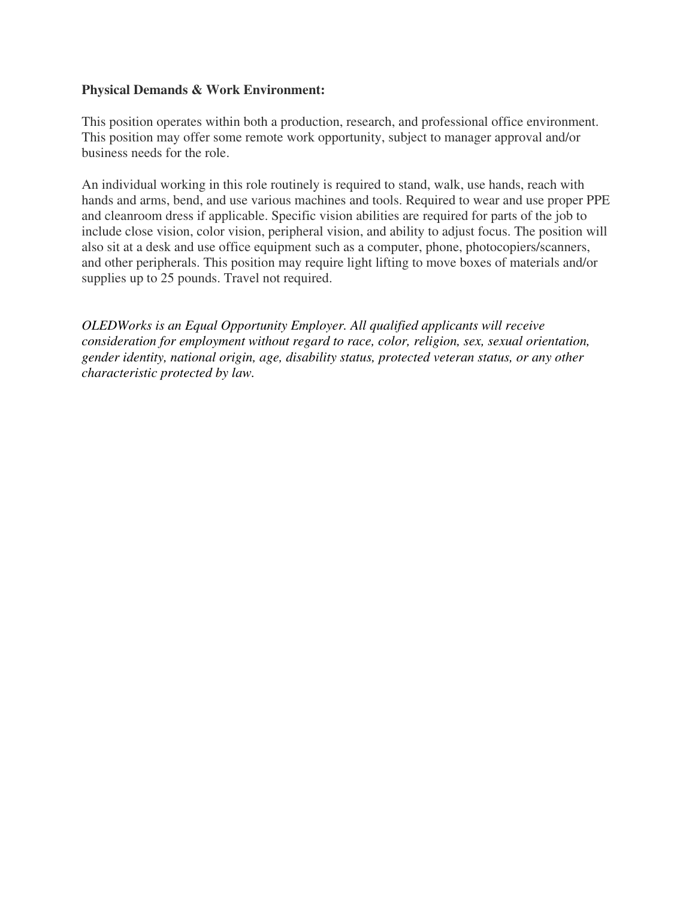**Physical Demands & Work Environment:**

This position operates within both a production, research, and professional office environment. This position may offer some remote work opportunity, subject to manager approval and/or business needs for the role.

An individual working in this role routinely is required to stand, walk, use hands, reach with hands and arms, bend, and use various machines and tools. Required to wear and use proper PPE and cleanroom dress if applicable. Specific vision abilities are required for parts of the job to include close vision, color vision, peripheral vision, and ability to adjust focus. The position will also sit at a desk and use office equipment such as a computer, phone, photocopiers/scanners, and other peripherals. This position may require light lifting to move boxes of materials and/or supplies up to 25 pounds. Travel not required.

*OLEDWorks is an Equal Opportunity Employer. All qualified applicants will receive consideration for employment without regard to race, color, religion, sex, sexual orientation, gender identity, national origin, age, disability status, protected veteran status, or any other characteristic protected by law.*